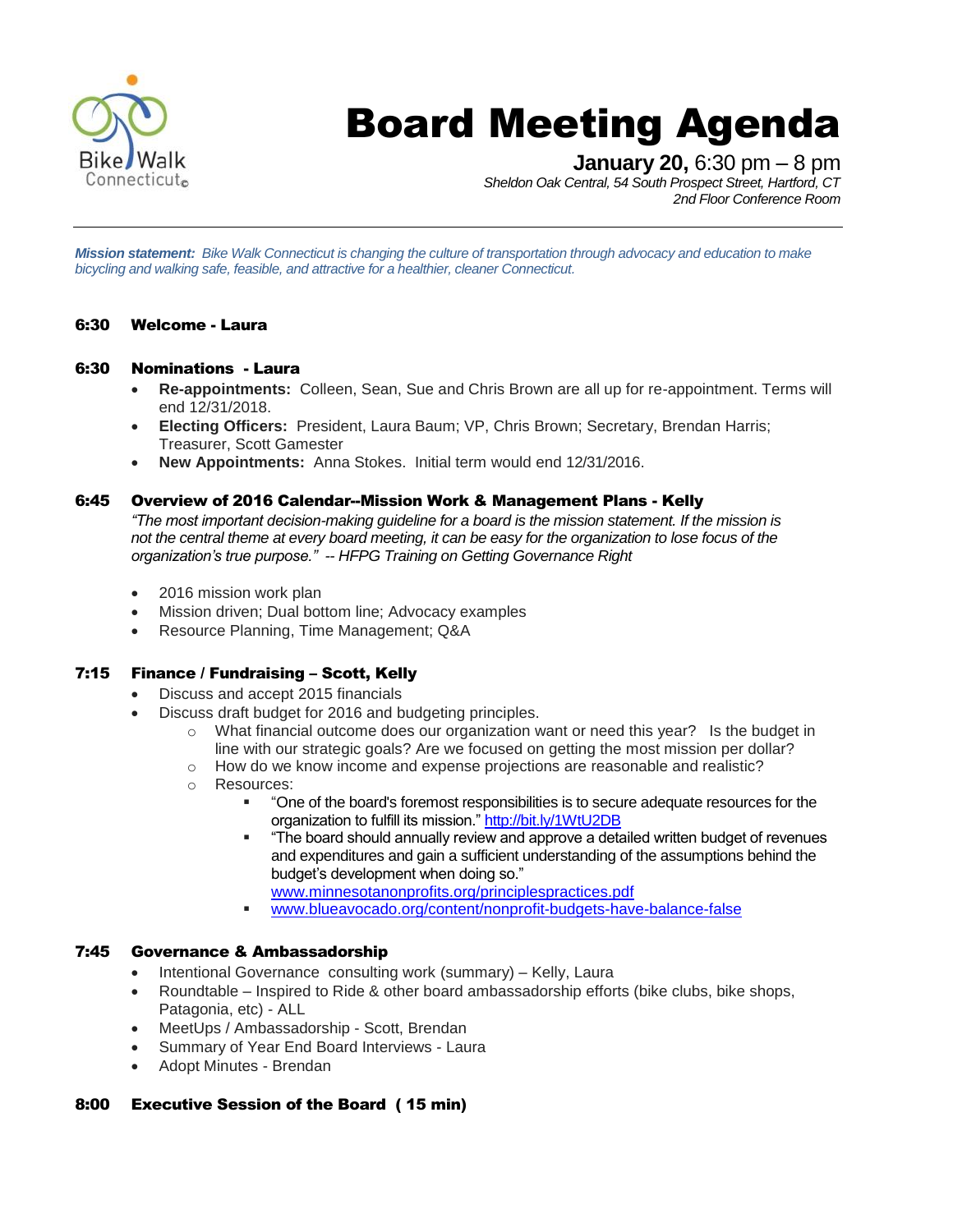Bike Walk Connecticut©

# Board Meeting Agenda

**January 20,** 6:30 pm – 8 pm
*Sheldon Oak Central, 54 South Prospect Street, Hartford, CT*
*2nd Floor Conference Room*

---

***Mission statement:*** *Bike Walk Connecticut is changing the culture of transportation through advocacy and education to make bicycling and walking safe, feasible, and attractive for a healthier, cleaner Connecticut.*

### 6:30 Welcome - Laura

### 6:30 Nominations - Laura

- **Re-appointments:** Colleen, Sean, Sue and Chris Brown are all up for re-appointment. Terms will end 12/31/2018.
- **Electing Officers:** President, Laura Baum; VP, Chris Brown; Secretary, Brendan Harris; Treasurer, Scott Gamester
- **New Appointments:** Anna Stokes. Initial term would end 12/31/2016.

### 6:45 Overview of 2016 Calendar--Mission Work & Management Plans - Kelly

*"The most important decision-making guideline for a board is the mission statement. If the mission is not the central theme at every board meeting, it can be easy for the organization to lose focus of the organization's true purpose." -- HFPG Training on Getting Governance Right*

- 2016 mission work plan
- Mission driven; Dual bottom line; Advocacy examples
- Resource Planning, Time Management; Q&A

### 7:15 Finance / Fundraising – Scott, Kelly

- Discuss and accept 2015 financials
- Discuss draft budget for 2016 and budgeting principles.
  - What financial outcome does our organization want or need this year? Is the budget in line with our strategic goals? Are we focused on getting the most mission per dollar?
  - How do we know income and expense projections are reasonable and realistic?
  - Resources:
    - "One of the board's foremost responsibilities is to secure adequate resources for the organization to fulfill its mission." http://bit.ly/1WtU2DB
    - "The board should annually review and approve a detailed written budget of revenues and expenditures and gain a sufficient understanding of the assumptions behind the budget's development when doing so." www.minnesotanonprofits.org/principlespractices.pdf
    - www.blueavocado.org/content/nonprofit-budgets-have-balance-false

### 7:45 Governance & Ambassadorship

- Intentional Governance consulting work (summary) – Kelly, Laura
- Roundtable – Inspired to Ride & other board ambassadorship efforts (bike clubs, bike shops, Patagonia, etc) - ALL
- MeetUps / Ambassadorship - Scott, Brendan
- Summary of Year End Board Interviews - Laura
- Adopt Minutes - Brendan

### 8:00 Executive Session of the Board ( 15 min)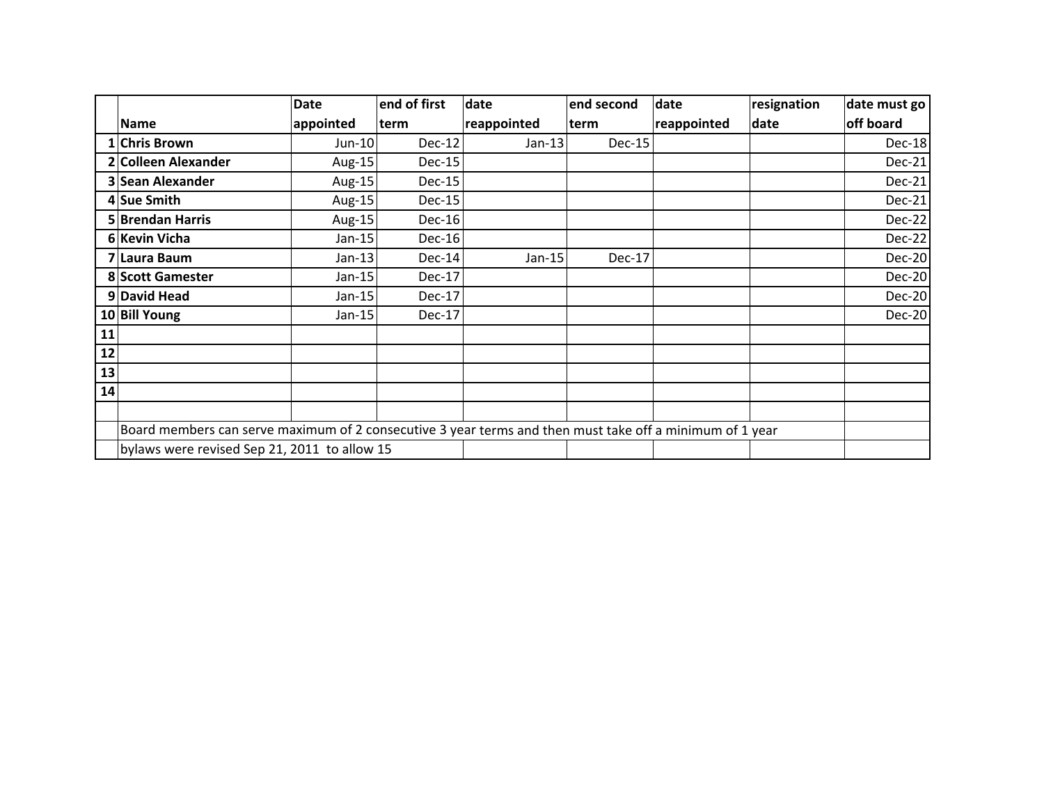| | Name | Date appointed | end of first term | date reappointed | end second term | date reappointed | resignation date | date must go off board |
|---|---|---|---|---|---|---|---|---|
| 1 | **Chris Brown** | Jun-10 | Dec-12 | Jan-13 | Dec-15 | | | Dec-18 |
| 2 | **Colleen Alexander** | Aug-15 | Dec-15 | | | | | Dec-21 |
| 3 | **Sean Alexander** | Aug-15 | Dec-15 | | | | | Dec-21 |
| 4 | **Sue Smith** | Aug-15 | Dec-15 | | | | | Dec-21 |
| 5 | **Brendan Harris** | Aug-15 | Dec-16 | | | | | Dec-22 |
| 6 | **Kevin Vicha** | Jan-15 | Dec-16 | | | | | Dec-22 |
| 7 | **Laura Baum** | Jan-13 | Dec-14 | Jan-15 | Dec-17 | | | Dec-20 |
| 8 | **Scott Gamester** | Jan-15 | Dec-17 | | | | | Dec-20 |
| 9 | **David Head** | Jan-15 | Dec-17 | | | | | Dec-20 |
| 10 | **Bill Young** | Jan-15 | Dec-17 | | | | | Dec-20 |
| 11 | | | | | | | | |
| 12 | | | | | | | | |
| 13 | | | | | | | | |
| 14 | | | | | | | | |
| | | | | | | | | |
| | Board members can serve maximum of 2 consecutive 3 year terms and then must take off a minimum of 1 year | | | | | | | |
| | bylaws were revised Sep 21, 2011 to allow 15 | | | | | | | |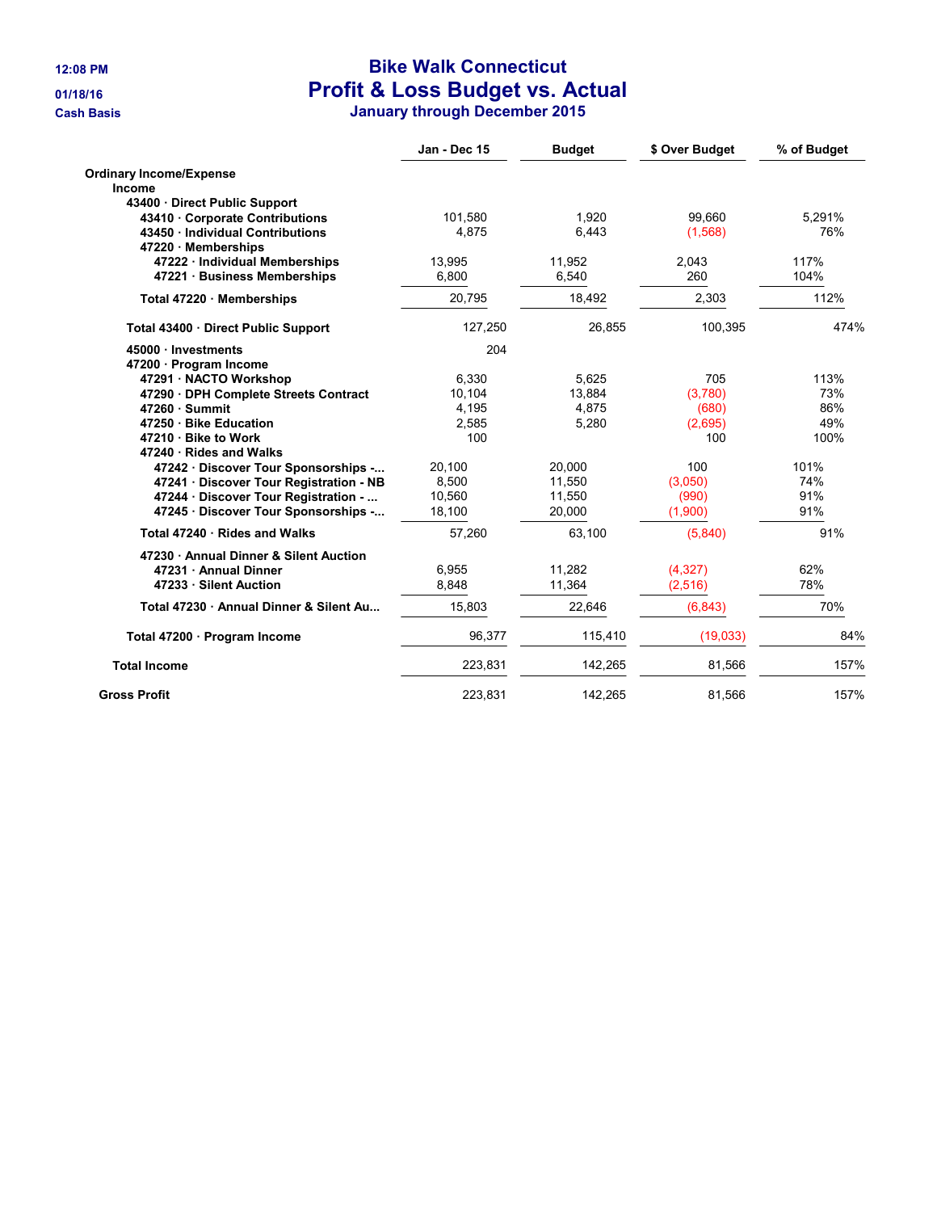12:08 PM
01/18/16
Cash Basis

# Bike Walk Connecticut
## Profit & Loss Budget vs. Actual
### January through December 2015

| | Jan - Dec 15 | Budget | $ Over Budget | % of Budget |
|---|---|---|---|---|
| **Ordinary Income/Expense** | | | | |
| **Income** | | | | |
| **43400 · Direct Public Support** | | | | |
| **43410 · Corporate Contributions** | 101,580 | 1,920 | 99,660 | 5,291% |
| **43450 · Individual Contributions** | 4,875 | 6,443 | (1,568) | 76% |
| **47220 · Memberships** | | | | |
| **47222 · Individual Memberships** | 13,995 | 11,952 | 2,043 | 117% |
| **47221 · Business Memberships** | 6,800 | 6,540 | 260 | 104% |
| **Total 47220 · Memberships** | 20,795 | 18,492 | 2,303 | 112% |
| **Total 43400 · Direct Public Support** | 127,250 | 26,855 | 100,395 | 474% |
| **45000 · Investments** | 204 | | | |
| **47200 · Program Income** | | | | |
| **47291 · NACTO Workshop** | 6,330 | 5,625 | 705 | 113% |
| **47290 · DPH Complete Streets Contract** | 10,104 | 13,884 | (3,780) | 73% |
| **47260 · Summit** | 4,195 | 4,875 | (680) | 86% |
| **47250 · Bike Education** | 2,585 | 5,280 | (2,695) | 49% |
| **47210 · Bike to Work** | 100 | | 100 | 100% |
| **47240 · Rides and Walks** | | | | |
| **47242 · Discover Tour Sponsorships -...** | 20,100 | 20,000 | 100 | 101% |
| **47241 · Discover Tour Registration - NB** | 8,500 | 11,550 | (3,050) | 74% |
| **47244 · Discover Tour Registration - ...** | 10,560 | 11,550 | (990) | 91% |
| **47245 · Discover Tour Sponsorships -...** | 18,100 | 20,000 | (1,900) | 91% |
| **Total 47240 · Rides and Walks** | 57,260 | 63,100 | (5,840) | 91% |
| **47230 · Annual Dinner & Silent Auction** | | | | |
| **47231 · Annual Dinner** | 6,955 | 11,282 | (4,327) | 62% |
| **47233 · Silent Auction** | 8,848 | 11,364 | (2,516) | 78% |
| **Total 47230 · Annual Dinner & Silent Au...** | 15,803 | 22,646 | (6,843) | 70% |
| **Total 47200 · Program Income** | 96,377 | 115,410 | (19,033) | 84% |
| **Total Income** | 223,831 | 142,265 | 81,566 | 157% |
| **Gross Profit** | 223,831 | 142,265 | 81,566 | 157% |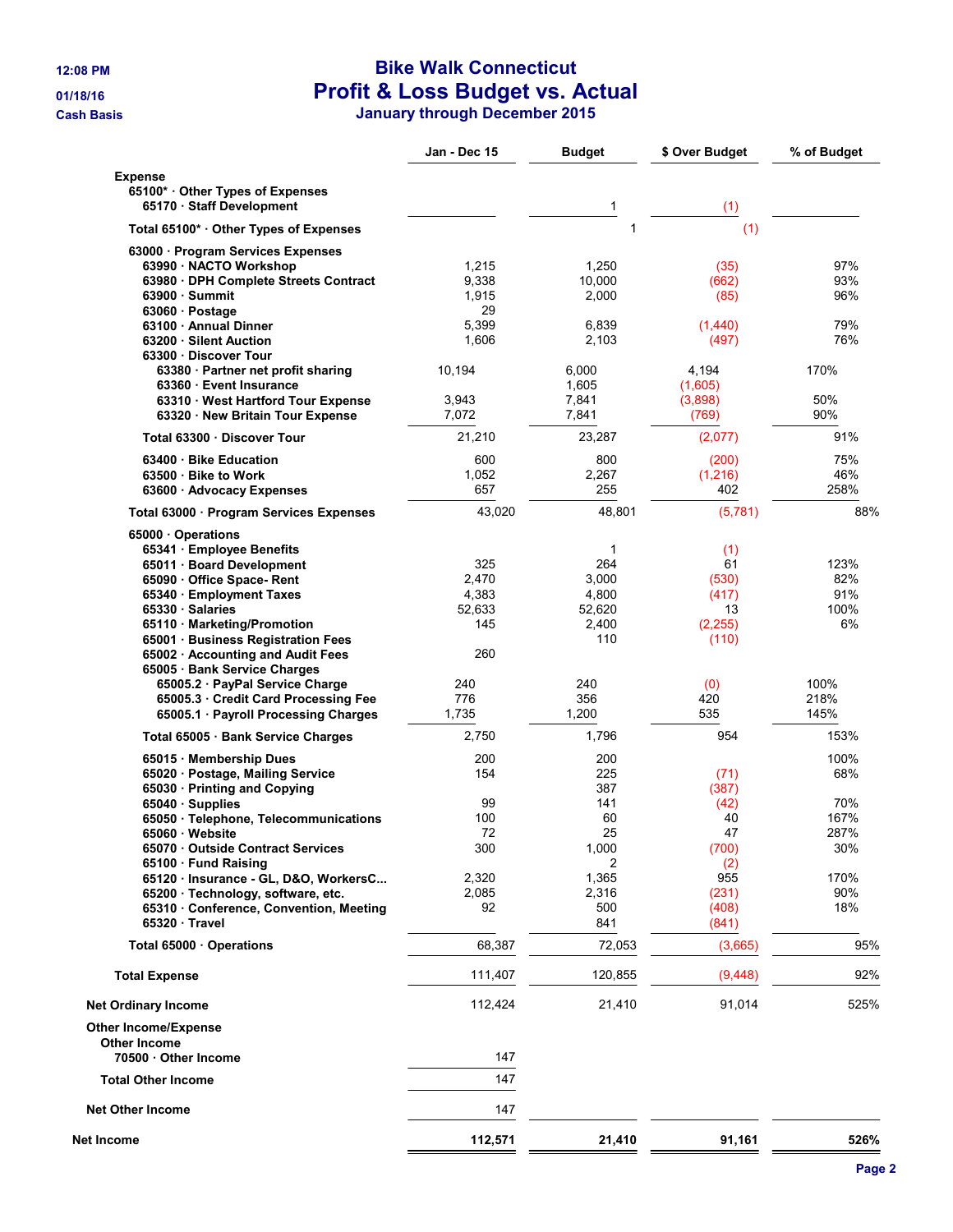**12:08 PM**
**01/18/16**
**Cash Basis**

# Bike Walk Connecticut
## Profit & Loss Budget vs. Actual
### January through December 2015

| | Jan - Dec 15 | Budget | $ Over Budget | % of Budget |
|---|---|---|---|---|
| **Expense** | | | | |
| **65100* · Other Types of Expenses** | | | | |
| **65170 · Staff Development** | | 1 | (1) | |
| **Total 65100* · Other Types of Expenses** | | 1 | (1) | |
| **63000 · Program Services Expenses** | | | | |
| **63990 · NACTO Workshop** | 1,215 | 1,250 | (35) | 97% |
| **63980 · DPH Complete Streets Contract** | 9,338 | 10,000 | (662) | 93% |
| **63900 · Summit** | 1,915 | 2,000 | (85) | 96% |
| **63060 · Postage** | 29 | | | |
| **63100 · Annual Dinner** | 5,399 | 6,839 | (1,440) | 79% |
| **63200 · Silent Auction** | 1,606 | 2,103 | (497) | 76% |
| **63300 · Discover Tour** | | | | |
| **63380 · Partner net profit sharing** | 10,194 | 6,000 | 4,194 | 170% |
| **63360 · Event Insurance** | | 1,605 | (1,605) | |
| **63310 · West Hartford Tour Expense** | 3,943 | 7,841 | (3,898) | 50% |
| **63320 · New Britain Tour Expense** | 7,072 | 7,841 | (769) | 90% |
| **Total 63300 · Discover Tour** | 21,210 | 23,287 | (2,077) | 91% |
| **63400 · Bike Education** | 600 | 800 | (200) | 75% |
| **63500 · Bike to Work** | 1,052 | 2,267 | (1,216) | 46% |
| **63600 · Advocacy Expenses** | 657 | 255 | 402 | 258% |
| **Total 63000 · Program Services Expenses** | 43,020 | 48,801 | (5,781) | 88% |
| **65000 · Operations** | | | | |
| **65341 · Employee Benefits** | | 1 | (1) | |
| **65011 · Board Development** | 325 | 264 | 61 | 123% |
| **65090 · Office Space- Rent** | 2,470 | 3,000 | (530) | 82% |
| **65340 · Employment Taxes** | 4,383 | 4,800 | (417) | 91% |
| **65330 · Salaries** | 52,633 | 52,620 | 13 | 100% |
| **65110 · Marketing/Promotion** | 145 | 2,400 | (2,255) | 6% |
| **65001 · Business Registration Fees** | | 110 | (110) | |
| **65002 · Accounting and Audit Fees** | 260 | | | |
| **65005 · Bank Service Charges** | | | | |
| **65005.2 · PayPal Service Charge** | 240 | 240 | (0) | 100% |
| **65005.3 · Credit Card Processing Fee** | 776 | 356 | 420 | 218% |
| **65005.1 · Payroll Processing Charges** | 1,735 | 1,200 | 535 | 145% |
| **Total 65005 · Bank Service Charges** | 2,750 | 1,796 | 954 | 153% |
| **65015 · Membership Dues** | 200 | 200 | | 100% |
| **65020 · Postage, Mailing Service** | 154 | 225 | (71) | 68% |
| **65030 · Printing and Copying** | | 387 | (387) | |
| **65040 · Supplies** | 99 | 141 | (42) | 70% |
| **65050 · Telephone, Telecommunications** | 100 | 60 | 40 | 167% |
| **65060 · Website** | 72 | 25 | 47 | 287% |
| **65070 · Outside Contract Services** | 300 | 1,000 | (700) | 30% |
| **65100 · Fund Raising** | | 2 | (2) | |
| **65120 · Insurance - GL, D&O, WorkersC...** | 2,320 | 1,365 | 955 | 170% |
| **65200 · Technology, software, etc.** | 2,085 | 2,316 | (231) | 90% |
| **65310 · Conference, Convention, Meeting** | 92 | 500 | (408) | 18% |
| **65320 · Travel** | | 841 | (841) | |
| **Total 65000 · Operations** | 68,387 | 72,053 | (3,665) | 95% |
| **Total Expense** | 111,407 | 120,855 | (9,448) | 92% |
| **Net Ordinary Income** | 112,424 | 21,410 | 91,014 | 525% |
| **Other Income/Expense** | | | | |
| **Other Income** | | | | |
| **70500 · Other Income** | 147 | | | |
| **Total Other Income** | 147 | | | |
| **Net Other Income** | 147 | | | |
| **Net Income** | **112,571** | **21,410** | **91,161** | **526%** |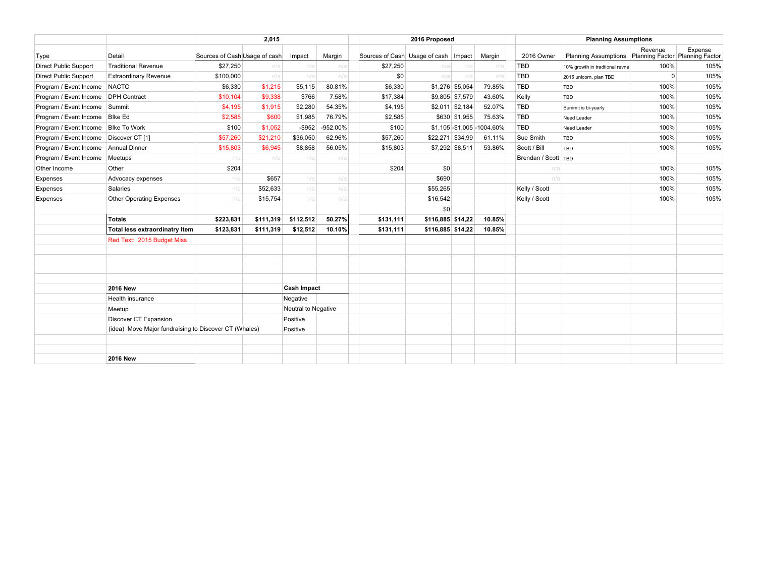| Type | Detail | 2,015 | | | | 2016 Proposed | | | | Planning Assumptions | | | |
|---|---|---|---|---|---|---|---|---|---|---|---|---|---|
| | | Sources of Cash | Usage of cash | Impact | Margin | Sources of Cash | Usage of cash | Impact | Margin | 2016 Owner | Planning Assumptions | Revenue Planning Factor | Expense Planning Factor |
| Direct Public Support | Traditional Revenue | $27,250 | n/a | n/a | n/a | $27,250 | n/a | n/a | n/a | TBD | 10% growth in tradtional revne | 100% | 105% |
| Direct Public Support | Extraordinary Revenue | $100,000 | n/a | n/a | n/a | $0 | n/a | n/a | n/a | TBD | 2015 unicorn, plan TBD | 0 | 105% |
| Program / Event Income | NACTO | $6,330 | $1,215 | $5,115 | 80.81% | $6,330 | $1,276 | $5,054 | 79.85% | TBD | TBD | 100% | 105% |
| Program / Event Income | DPH Contract | $10,104 | $9,338 | $766 | 7.58% | $17,384 | $9,805 | $7,579 | 43.60% | Kelly | TBD | 100% | 105% |
| Program / Event Income | Summit | $4,195 | $1,915 | $2,280 | 54.35% | $4,195 | $2,011 | $2,184 | 52.07% | TBD | Summit is bi-yearly | 100% | 105% |
| Program / Event Income | BIke Ed | $2,585 | $600 | $1,985 | 76.79% | $2,585 | $630 | $1,955 | 75.63% | TBD | Need Leader | 100% | 105% |
| Program / Event Income | BIke To Work | $100 | $1,052 | -$952 | -952.00% | $100 | $1,105 | -$1,005 | -1004.60% | TBD | Need Leader | 100% | 105% |
| Program / Event Income | Discover CT [1] | $57,260 | $21,210 | $36,050 | 62.96% | $57,260 | $22,271 | $34,99 | 61.11% | Sue Smith | TBD | 100% | 105% |
| Program / Event Income | Annual Dinner | $15,803 | $6,945 | $8,858 | 56.05% | $15,803 | $7,292 | $8,511 | 53.86% | Scott / Bill | TBD | 100% | 105% |
| Program / Event Income | Meetups | n/a | n/a | n/a | n/a | | | | | Brendan / Scott | TBD | | |
| Other Income | Other | $204 | | | | $204 | $0 | | | n/a | | 100% | 105% |
| Expenses | Advocacy expenses | n/a | $657 | n/a | n/a | | $690 | | | n/a | | 100% | 105% |
| Expenses | Salaries | n/a | $52,633 | n/a | n/a | | $55,265 | | | Kelly / Scott | | 100% | 105% |
| Expenses | Other Operating Expenses | n/a | $15,754 | n/a | n/a | | $16,542 | | | Kelly / Scott | | 100% | 105% |
| | | | | | | | $0 | | | | | | |
| | **Totals** | **$223,831** | **$111,319** | **$112,512** | **50.27%** | **$131,111** | **$116,885** | **$14,22** | **10.85%** | | | | |
| | **Total less extraordinatry Item** | **$123,831** | **$111,319** | **$12,512** | **10.10%** | **$131,111** | **$116,885** | **$14,22** | **10.85%** | | | | |
| | Red Text: 2015 Budget Miss | | | | | | | | | | | | |

| 2016 New | Cash Impact |
|---|---|
| Health insurance | Negative |
| Meetup | Neutral to Negative |
| Discover CT Expansion | Positive |
| (idea) Move Major fundraising to Discover CT (Whales) | Positive |

**2016 New**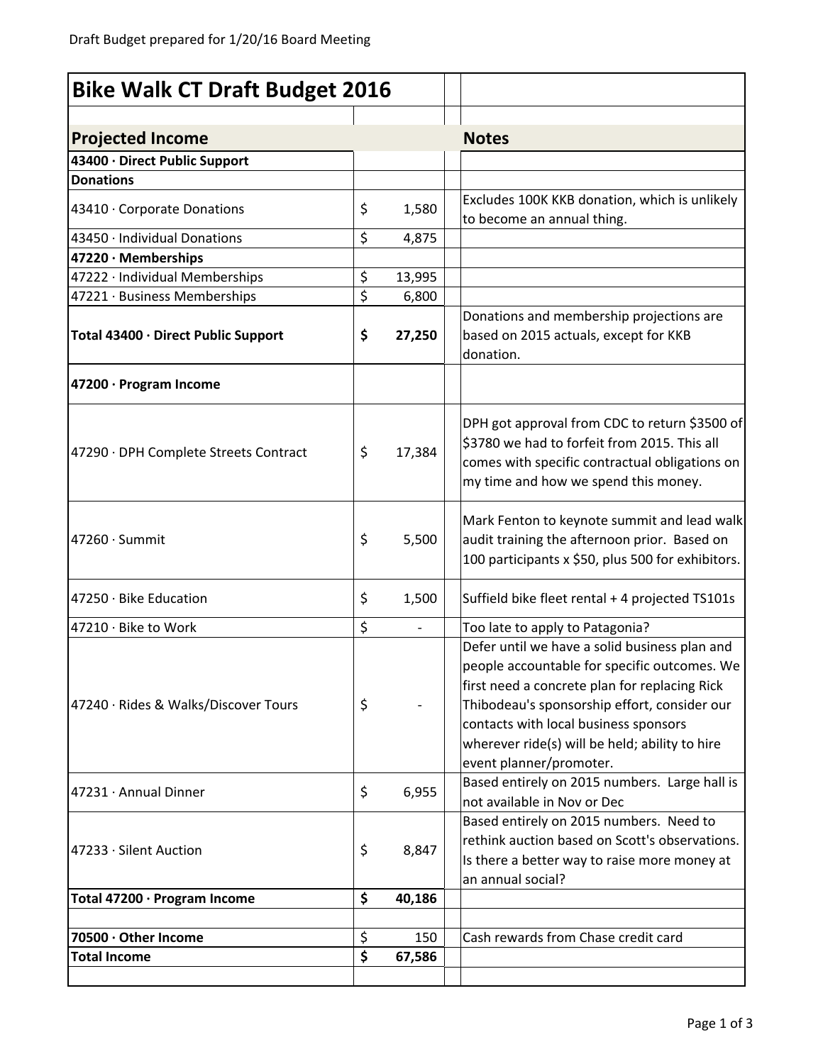Draft Budget prepared for 1/20/16 Board Meeting

# Bike Walk CT Draft Budget 2016

| Projected Income | | Notes |
|---|---|---|
| **43400 · Direct Public Support** | | |
| **Donations** | | |
| 43410 · Corporate Donations | $ 1,580 | Excludes 100K KKB donation, which is unlikely to become an annual thing. |
| 43450 · Individual Donations | $ 4,875 | |
| **47220 · Memberships** | | |
| 47222 · Individual Memberships | $ 13,995 | |
| 47221 · Business Memberships | $ 6,800 | |
| **Total 43400 · Direct Public Support** | **$ 27,250** | Donations and membership projections are based on 2015 actuals, except for KKB donation. |
| **47200 · Program Income** | | |
| 47290 · DPH Complete Streets Contract | $ 17,384 | DPH got approval from CDC to return $3500 of $3780 we had to forfeit from 2015. This all comes with specific contractual obligations on my time and how we spend this money. |
| 47260 · Summit | $ 5,500 | Mark Fenton to keynote summit and lead walk audit training the afternoon prior. Based on 100 participants x $50, plus 500 for exhibitors. |
| 47250 · Bike Education | $ 1,500 | Suffield bike fleet rental + 4 projected TS101s |
| 47210 · Bike to Work | $ - | Too late to apply to Patagonia? |
| 47240 · Rides & Walks/Discover Tours | $ - | Defer until we have a solid business plan and people accountable for specific outcomes. We first need a concrete plan for replacing Rick Thibodeau's sponsorship effort, consider our contacts with local business sponsors wherever ride(s) will be held; ability to hire event planner/promoter. |
| 47231 · Annual Dinner | $ 6,955 | Based entirely on 2015 numbers. Large hall is not available in Nov or Dec |
| 47233 · Silent Auction | $ 8,847 | Based entirely on 2015 numbers. Need to rethink auction based on Scott's observations. Is there a better way to raise more money at an annual social? |
| **Total 47200 · Program Income** | **$ 40,186** | |
| **70500 · Other Income** | $ 150 | Cash rewards from Chase credit card |
| **Total Income** | **$ 67,586** | |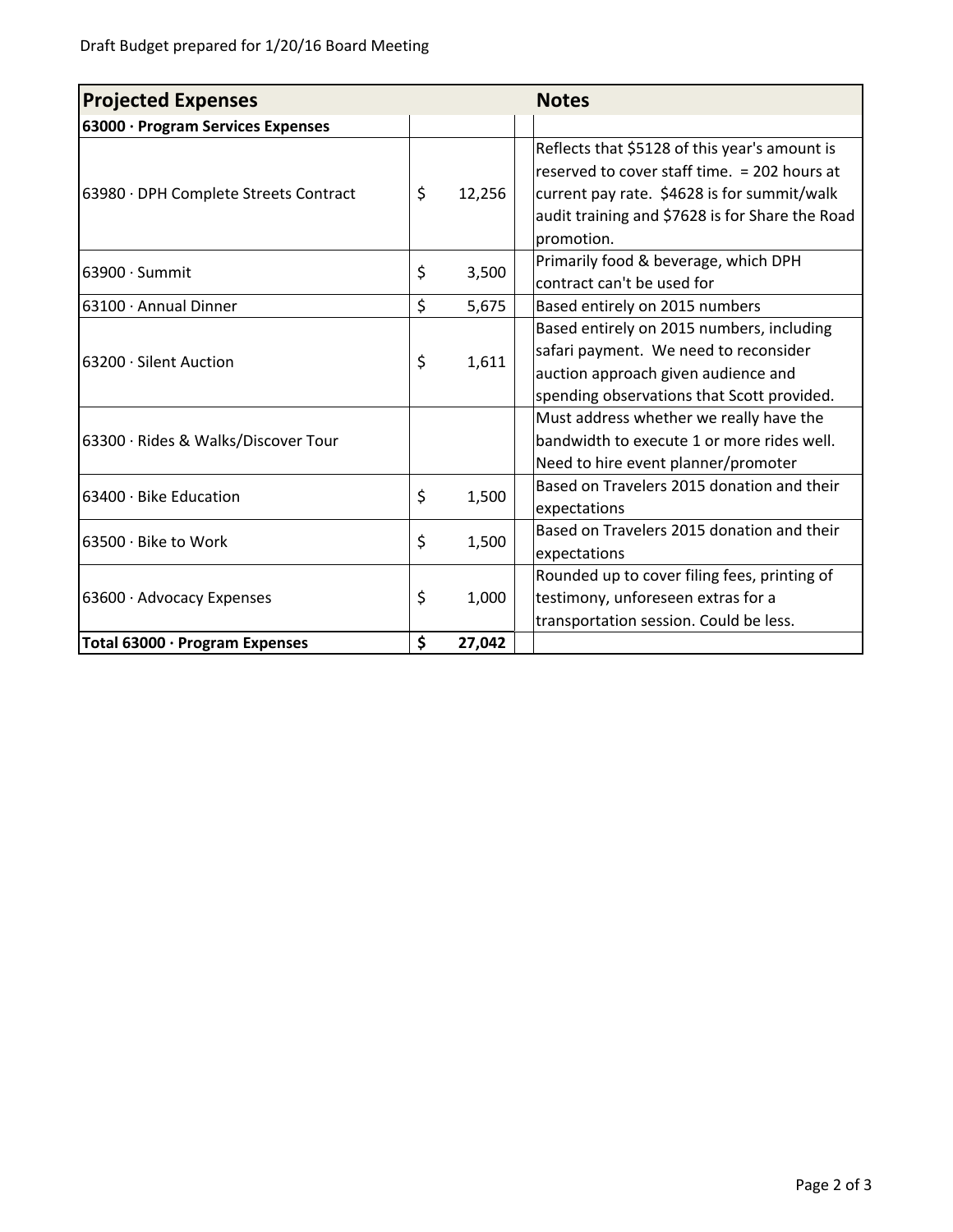Draft Budget prepared for 1/20/16 Board Meeting

| **Projected Expenses** | | | **Notes** |
|---|---|---|---|
| **63000 · Program Services Expenses** | | | |
| 63980 · DPH Complete Streets Contract | $ | 12,256 | Reflects that $5128 of this year's amount is reserved to cover staff time. = 202 hours at current pay rate. $4628 is for summit/walk audit training and $7628 is for Share the Road promotion. |
| 63900 · Summit | $ | 3,500 | Primarily food & beverage, which DPH contract can't be used for |
| 63100 · Annual Dinner | $ | 5,675 | Based entirely on 2015 numbers |
| 63200 · Silent Auction | $ | 1,611 | Based entirely on 2015 numbers, including safari payment. We need to reconsider auction approach given audience and spending observations that Scott provided. |
| 63300 · Rides & Walks/Discover Tour | | | Must address whether we really have the bandwidth to execute 1 or more rides well. Need to hire event planner/promoter |
| 63400 · Bike Education | $ | 1,500 | Based on Travelers 2015 donation and their expectations |
| 63500 · Bike to Work | $ | 1,500 | Based on Travelers 2015 donation and their expectations |
| 63600 · Advocacy Expenses | $ | 1,000 | Rounded up to cover filing fees, printing of testimony, unforeseen extras for a transportation session. Could be less. |
| **Total 63000 · Program Expenses** | **$** | **27,042** | |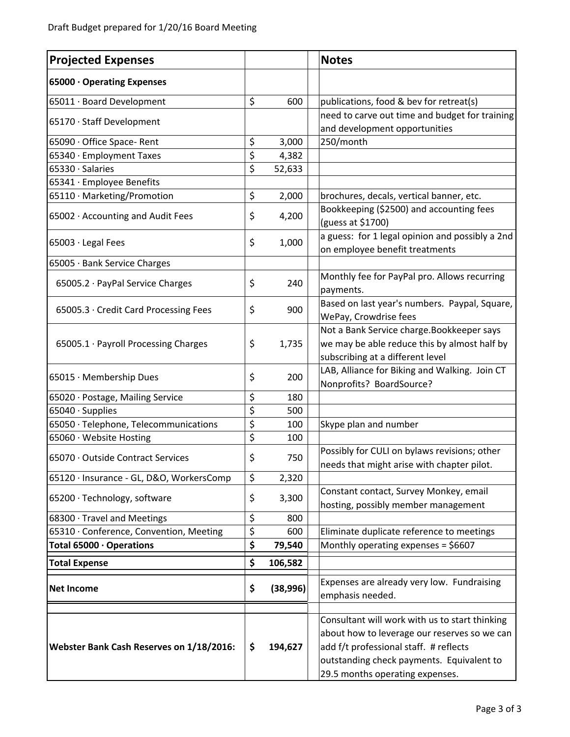Draft Budget prepared for 1/20/16 Board Meeting

| **Projected Expenses** | | | **Notes** |
|---|---|---|---|
| **65000 · Operating Expenses** | | | |
| 65011 · Board Development | $ | 600 | publications, food & bev for retreat(s) |
| 65170 · Staff Development | | | need to carve out time and budget for training and development opportunities |
| 65090 · Office Space- Rent | $ | 3,000 | 250/month |
| 65340 · Employment Taxes | $ | 4,382 | |
| 65330 · Salaries | $ | 52,633 | |
| 65341 · Employee Benefits | | | |
| 65110 · Marketing/Promotion | $ | 2,000 | brochures, decals, vertical banner, etc. |
| 65002 · Accounting and Audit Fees | $ | 4,200 | Bookkeeping ($2500) and accounting fees (guess at $1700) |
| 65003 · Legal Fees | $ | 1,000 | a guess: for 1 legal opinion and possibly a 2nd on employee benefit treatments |
| 65005 · Bank Service Charges | | | |
| 65005.2 · PayPal Service Charges | $ | 240 | Monthly fee for PayPal pro. Allows recurring payments. |
| 65005.3 · Credit Card Processing Fees | $ | 900 | Based on last year's numbers. Paypal, Square, WePay, Crowdrise fees |
| 65005.1 · Payroll Processing Charges | $ | 1,735 | Not a Bank Service charge.Bookkeeper says we may be able reduce this by almost half by subscribing at a different level |
| 65015 · Membership Dues | $ | 200 | LAB, Alliance for Biking and Walking. Join CT Nonprofits? BoardSource? |
| 65020 · Postage, Mailing Service | $ | 180 | |
| 65040 · Supplies | $ | 500 | |
| 65050 · Telephone, Telecommunications | $ | 100 | Skype plan and number |
| 65060 · Website Hosting | $ | 100 | |
| 65070 · Outside Contract Services | $ | 750 | Possibly for CULI on bylaws revisions; other needs that might arise with chapter pilot. |
| 65120 · Insurance - GL, D&O, WorkersComp | $ | 2,320 | |
| 65200 · Technology, software | $ | 3,300 | Constant contact, Survey Monkey, email hosting, possibly member management |
| 68300 · Travel and Meetings | $ | 800 | |
| 65310 · Conference, Convention, Meeting | $ | 600 | Eliminate duplicate reference to meetings |
| **Total 65000 · Operations** | **$** | **79,540** | Monthly operating expenses = $6607 |
| **Total Expense** | **$** | **106,582** | |
| **Net Income** | **$** | **(38,996)** | Expenses are already very low. Fundraising emphasis needed. |
| **Webster Bank Cash Reserves on 1/18/2016:** | **$** | **194,627** | Consultant will work with us to start thinking about how to leverage our reserves so we can add f/t professional staff. # reflects outstanding check payments. Equivalent to 29.5 months operating expenses. |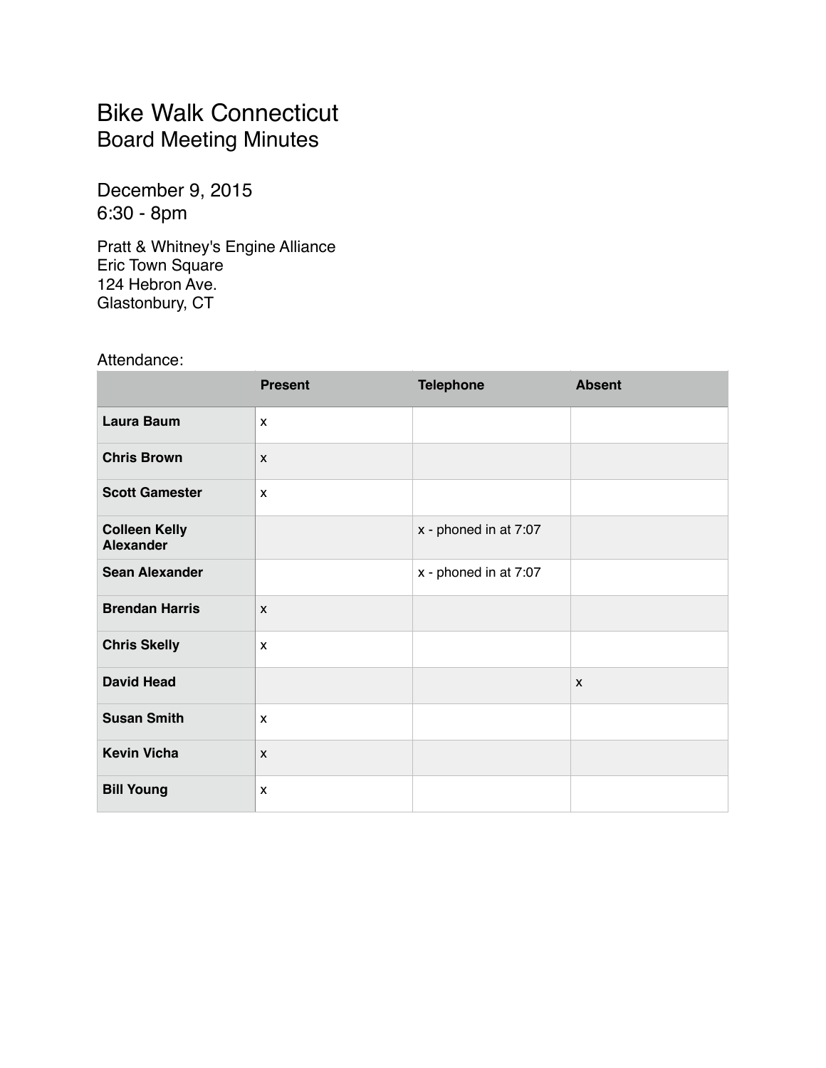# Bike Walk Connecticut
## Board Meeting Minutes

December 9, 2015
6:30 - 8pm

Pratt & Whitney's Engine Alliance
Eric Town Square
124 Hebron Ave.
Glastonbury, CT

Attendance:

| | Present | Telephone | Absent |
|---|---|---|---|
| **Laura Baum** | x | | |
| **Chris Brown** | x | | |
| **Scott Gamester** | x | | |
| **Colleen Kelly Alexander** | | x - phoned in at 7:07 | |
| **Sean Alexander** | | x - phoned in at 7:07 | |
| **Brendan Harris** | x | | |
| **Chris Skelly** | x | | |
| **David Head** | | | x |
| **Susan Smith** | x | | |
| **Kevin Vicha** | x | | |
| **Bill Young** | x | | |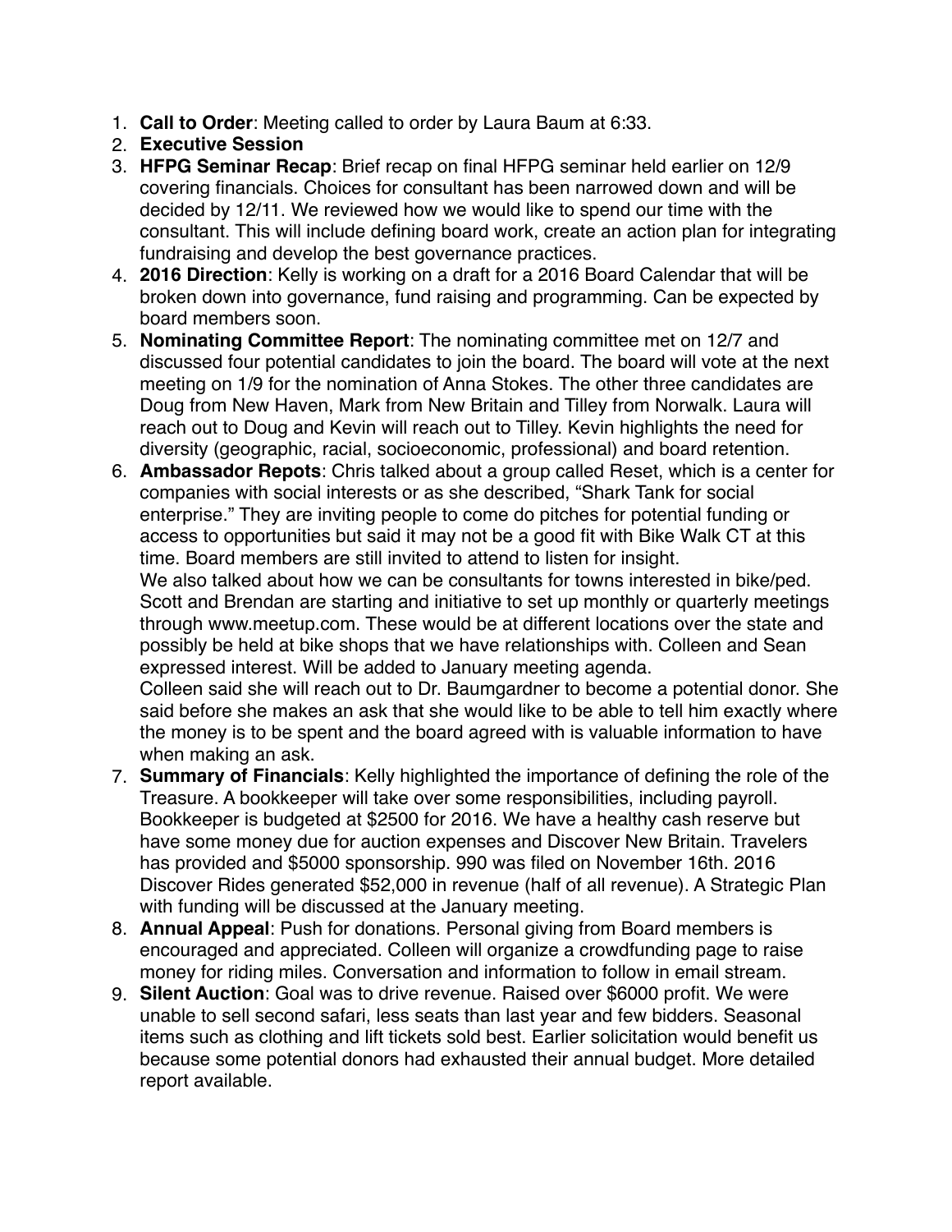1. **Call to Order**: Meeting called to order by Laura Baum at 6:33.
2. **Executive Session**
3. **HFPG Seminar Recap**: Brief recap on final HFPG seminar held earlier on 12/9 covering financials. Choices for consultant has been narrowed down and will be decided by 12/11. We reviewed how we would like to spend our time with the consultant. This will include defining board work, create an action plan for integrating fundraising and develop the best governance practices.
4. **2016 Direction**: Kelly is working on a draft for a 2016 Board Calendar that will be broken down into governance, fund raising and programming. Can be expected by board members soon.
5. **Nominating Committee Report**: The nominating committee met on 12/7 and discussed four potential candidates to join the board. The board will vote at the next meeting on 1/9 for the nomination of Anna Stokes. The other three candidates are Doug from New Haven, Mark from New Britain and Tilley from Norwalk. Laura will reach out to Doug and Kevin will reach out to Tilley. Kevin highlights the need for diversity (geographic, racial, socioeconomic, professional) and board retention.
6. **Ambassador Repots**: Chris talked about a group called Reset, which is a center for companies with social interests or as she described, "Shark Tank for social enterprise." They are inviting people to come do pitches for potential funding or access to opportunities but said it may not be a good fit with Bike Walk CT at this time. Board members are still invited to attend to listen for insight.
   We also talked about how we can be consultants for towns interested in bike/ped. Scott and Brendan are starting and initiative to set up monthly or quarterly meetings through www.meetup.com. These would be at different locations over the state and possibly be held at bike shops that we have relationships with. Colleen and Sean expressed interest. Will be added to January meeting agenda.
   Colleen said she will reach out to Dr. Baumgardner to become a potential donor. She said before she makes an ask that she would like to be able to tell him exactly where the money is to be spent and the board agreed with is valuable information to have when making an ask.
7. **Summary of Financials**: Kelly highlighted the importance of defining the role of the Treasure. A bookkeeper will take over some responsibilities, including payroll. Bookkeeper is budgeted at $2500 for 2016. We have a healthy cash reserve but have some money due for auction expenses and Discover New Britain. Travelers has provided and $5000 sponsorship. 990 was filed on November 16th. 2016 Discover Rides generated $52,000 in revenue (half of all revenue). A Strategic Plan with funding will be discussed at the January meeting.
8. **Annual Appeal**: Push for donations. Personal giving from Board members is encouraged and appreciated. Colleen will organize a crowdfunding page to raise money for riding miles. Conversation and information to follow in email stream.
9. **Silent Auction**: Goal was to drive revenue. Raised over $6000 profit. We were unable to sell second safari, less seats than last year and few bidders. Seasonal items such as clothing and lift tickets sold best. Earlier solicitation would benefit us because some potential donors had exhausted their annual budget. More detailed report available.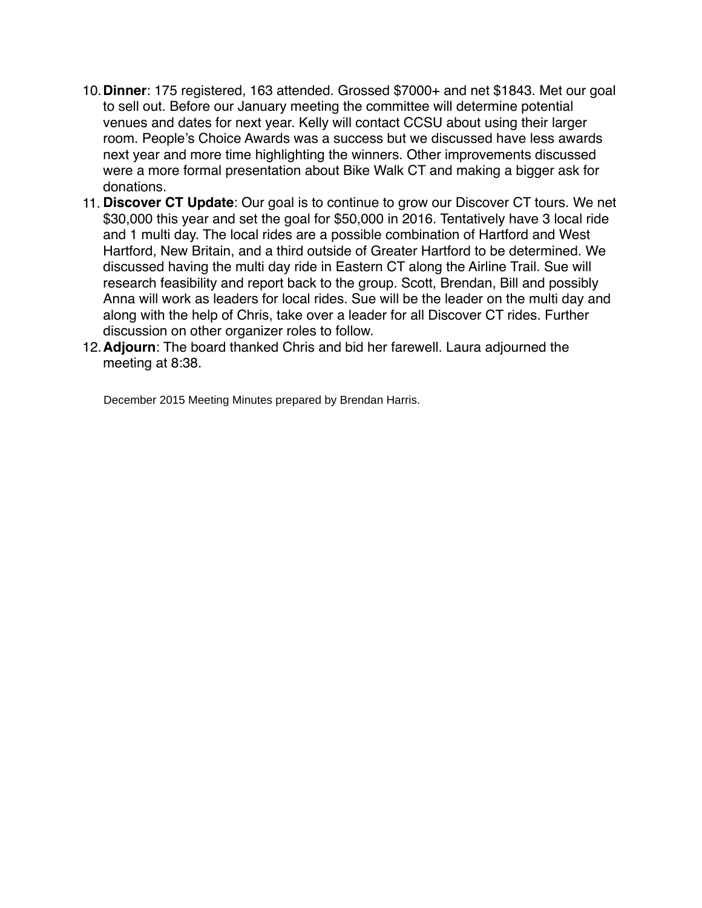10. **Dinner**: 175 registered, 163 attended. Grossed $7000+ and net $1843. Met our goal to sell out. Before our January meeting the committee will determine potential venues and dates for next year. Kelly will contact CCSU about using their larger room. People's Choice Awards was a success but we discussed have less awards next year and more time highlighting the winners. Other improvements discussed were a more formal presentation about Bike Walk CT and making a bigger ask for donations.
11. **Discover CT Update**: Our goal is to continue to grow our Discover CT tours. We net $30,000 this year and set the goal for $50,000 in 2016. Tentatively have 3 local ride and 1 multi day. The local rides are a possible combination of Hartford and West Hartford, New Britain, and a third outside of Greater Hartford to be determined. We discussed having the multi day ride in Eastern CT along the Airline Trail. Sue will research feasibility and report back to the group. Scott, Brendan, Bill and possibly Anna will work as leaders for local rides. Sue will be the leader on the multi day and along with the help of Chris, take over a leader for all Discover CT rides. Further discussion on other organizer roles to follow.
12. **Adjourn**: The board thanked Chris and bid her farewell. Laura adjourned the meeting at 8:38.

December 2015 Meeting Minutes prepared by Brendan Harris.